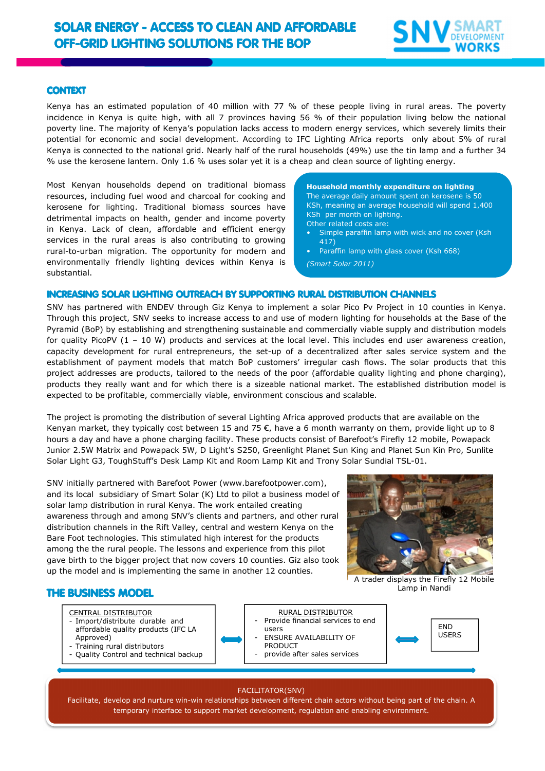# SOLAR ENERGY - ACCESS TO CLEAN AND AFFORDABLE OFF-GRID LIGHTING SOLUTIONS FOR THE BOP

## CONTEXT

Kenya has an estimated population of 40 million with 77 % of these people living in rural areas. The poverty incidence in Kenya is quite high, with all 7 provinces having 56 % of their population living below the national poverty line. The majority of Kenya's population lacks access to modern energy services, which severely limits their potential for economic and social development. According to IFC Lighting Africa reports only about 5% of rural Kenya is connected to the national grid. Nearly half of the rural households (49%) use the tin lamp and a further 34 % use the kerosene lantern. Only 1.6 % uses solar yet it is a cheap and clean source of lighting energy.

Most Kenyan households depend on traditional biomass resources, including fuel wood and charcoal for cooking and kerosene for lighting. Traditional biomass sources have detrimental impacts on health, gender and income poverty in Kenya. Lack of clean, affordable and efficient energy services in the rural areas is also contributing to growing rural-to-urban migration. The opportunity for modern and environmentally friendly lighting devices within Kenya is substantial.

**Household monthly expenditure on lighting**
The average daily amount spent on kerosene is 50 KSh, meaning an average household will spend 1,400 KSh per month on lighting.
Other related costs are:

- Simple paraffin lamp with wick and no cover (Ksh 417)
- Paraffin lamp with glass cover (Ksh 668)

*(Smart Solar 2011)*

## INCREASING SOLAR LIGHTING OUTREACH BY SUPPORTING RURAL DISTRIBUTION CHANNELS

SNV has partnered with ENDEV through Giz Kenya to implement a solar Pico Pv Project in 10 counties in Kenya. Through this project, SNV seeks to increase access to and use of modern lighting for households at the Base of the Pyramid (BoP) by establishing and strengthening sustainable and commercially viable supply and distribution models for quality PicoPV (1 – 10 W) products and services at the local level. This includes end user awareness creation, capacity development for rural entrepreneurs, the set-up of a decentralized after sales service system and the establishment of payment models that match BoP customers' irregular cash flows. The solar products that this project addresses are products, tailored to the needs of the poor (affordable quality lighting and phone charging), products they really want and for which there is a sizeable national market. The established distribution model is expected to be profitable, commercially viable, environment conscious and scalable.

The project is promoting the distribution of several Lighting Africa approved products that are available on the Kenyan market, they typically cost between 15 and 75 €, have a 6 month warranty on them, provide light up to 8 hours a day and have a phone charging facility. These products consist of Barefoot's Firefly 12 mobile, Powapack Junior 2.5W Matrix and Powapack 5W, D Light's S250, Greenlight Planet Sun King and Planet Sun Kin Pro, Sunlite Solar Light G3, ToughStuff's Desk Lamp Kit and Room Lamp Kit and Trony Solar Sundial TSL-01.

SNV initially partnered with Barefoot Power (www.barefootpower.com), and its local subsidiary of Smart Solar (K) Ltd to pilot a business model of solar lamp distribution in rural Kenya. The work entailed creating awareness through and among SNV's clients and partners, and other rural distribution channels in the Rift Valley, central and western Kenya on the Bare Foot technologies. This stimulated high interest for the products among the the rural people. The lessons and experience from this pilot gave birth to the bigger project that now covers 10 counties. Giz also took up the model and is implementing the same in another 12 counties.

A trader displays the Firefly 12 Mobile Lamp in Nandi

## THE BUSINESS MODEL

CENTRAL DISTRIBUTOR
- Import/distribute durable and affordable quality products (IFC LA Approved)
- Training rural distributors
- Quality Control and technical backup

↔

RURAL DISTRIBUTOR
- Provide financial services to end users
- ENSURE AVAILABILITY OF PRODUCT
- provide after sales services

↔

END USERS

FACILITATOR(SNV)
Facilitate, develop and nurture win-win relationships between different chain actors without being part of the chain. A temporary interface to support market development, regulation and enabling environment.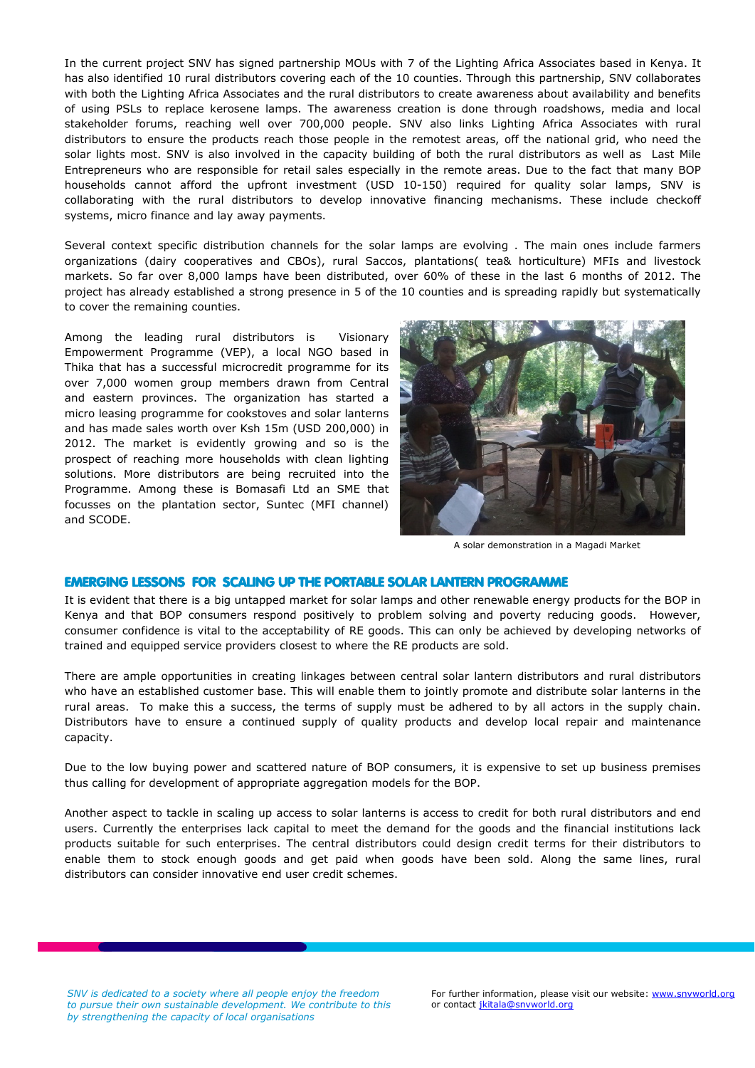In the current project SNV has signed partnership MOUs with 7 of the Lighting Africa Associates based in Kenya. It has also identified 10 rural distributors covering each of the 10 counties. Through this partnership, SNV collaborates with both the Lighting Africa Associates and the rural distributors to create awareness about availability and benefits of using PSLs to replace kerosene lamps. The awareness creation is done through roadshows, media and local stakeholder forums, reaching well over 700,000 people. SNV also links Lighting Africa Associates with rural distributors to ensure the products reach those people in the remotest areas, off the national grid, who need the solar lights most. SNV is also involved in the capacity building of both the rural distributors as well as Last Mile Entrepreneurs who are responsible for retail sales especially in the remote areas. Due to the fact that many BOP households cannot afford the upfront investment (USD 10-150) required for quality solar lamps, SNV is collaborating with the rural distributors to develop innovative financing mechanisms. These include checkoff systems, micro finance and lay away payments.

Several context specific distribution channels for the solar lamps are evolving . The main ones include farmers organizations (dairy cooperatives and CBOs), rural Saccos, plantations( tea& horticulture) MFIs and livestock markets. So far over 8,000 lamps have been distributed, over 60% of these in the last 6 months of 2012. The project has already established a strong presence in 5 of the 10 counties and is spreading rapidly but systematically to cover the remaining counties.

Among the leading rural distributors is Visionary Empowerment Programme (VEP), a local NGO based in Thika that has a successful microcredit programme for its over 7,000 women group members drawn from Central and eastern provinces. The organization has started a micro leasing programme for cookstoves and solar lanterns and has made sales worth over Ksh 15m (USD 200,000) in 2012. The market is evidently growing and so is the prospect of reaching more households with clean lighting solutions. More distributors are being recruited into the Programme. Among these is Bomasafi Ltd an SME that focusses on the plantation sector, Suntec (MFI channel) and SCODE.

A solar demonstration in a Magadi Market

## EMERGING LESSONS FOR SCALING UP THE PORTABLE SOLAR LANTERN PROGRAMME

It is evident that there is a big untapped market for solar lamps and other renewable energy products for the BOP in Kenya and that BOP consumers respond positively to problem solving and poverty reducing goods. However, consumer confidence is vital to the acceptability of RE goods. This can only be achieved by developing networks of trained and equipped service providers closest to where the RE products are sold.

There are ample opportunities in creating linkages between central solar lantern distributors and rural distributors who have an established customer base. This will enable them to jointly promote and distribute solar lanterns in the rural areas. To make this a success, the terms of supply must be adhered to by all actors in the supply chain. Distributors have to ensure a continued supply of quality products and develop local repair and maintenance capacity.

Due to the low buying power and scattered nature of BOP consumers, it is expensive to set up business premises thus calling for development of appropriate aggregation models for the BOP.

Another aspect to tackle in scaling up access to solar lanterns is access to credit for both rural distributors and end users. Currently the enterprises lack capital to meet the demand for the goods and the financial institutions lack products suitable for such enterprises. The central distributors could design credit terms for their distributors to enable them to stock enough goods and get paid when goods have been sold. Along the same lines, rural distributors can consider innovative end user credit schemes.

*SNV is dedicated to a society where all people enjoy the freedom to pursue their own sustainable development. We contribute to this by strengthening the capacity of local organisations*

For further information, please visit our website: www.snvworld.org or contact jkitala@snvworld.org